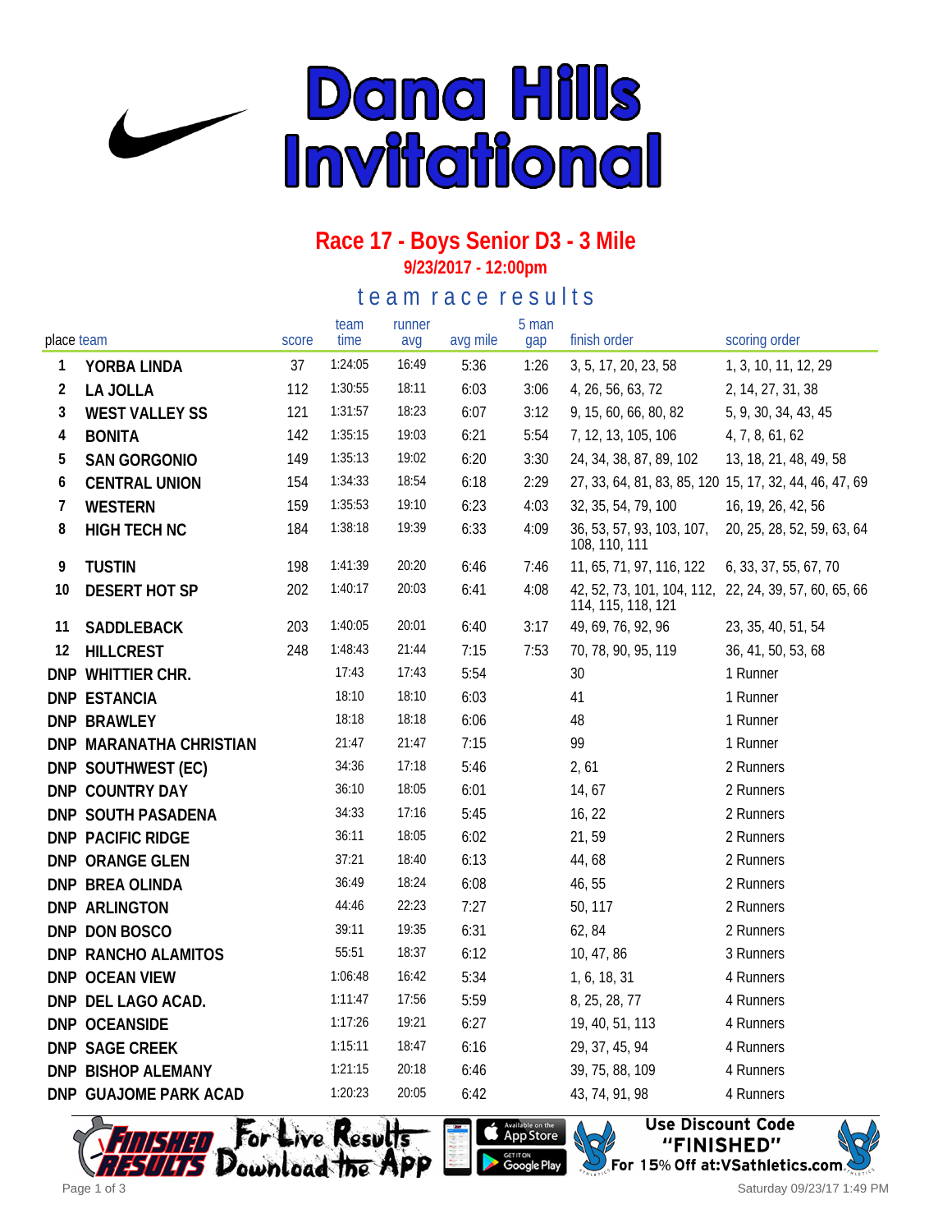# Dana Hills Invitational

## Race 17 - Boys Senior D3 - 3 Mile

**9/23/2017 - 12:00pm**

### team race results

| place | team | score | team time | runner avg | avg mile | 5 man gap | finish order | scoring order |
|---|---|---|---|---|---|---|---|---|
| 1 | YORBA LINDA | 37 | 1:24:05 | 16:49 | 5:36 | 1:26 | 3, 5, 17, 20, 23, 58 | 1, 3, 10, 11, 12, 29 |
| 2 | LA JOLLA | 112 | 1:30:55 | 18:11 | 6:03 | 3:06 | 4, 26, 56, 63, 72 | 2, 14, 27, 31, 38 |
| 3 | WEST VALLEY SS | 121 | 1:31:57 | 18:23 | 6:07 | 3:12 | 9, 15, 60, 66, 80, 82 | 5, 9, 30, 34, 43, 45 |
| 4 | BONITA | 142 | 1:35:15 | 19:03 | 6:21 | 5:54 | 7, 12, 13, 105, 106 | 4, 7, 8, 61, 62 |
| 5 | SAN GORGONIO | 149 | 1:35:13 | 19:02 | 6:20 | 3:30 | 24, 34, 38, 87, 89, 102 | 13, 18, 21, 48, 49, 58 |
| 6 | CENTRAL UNION | 154 | 1:34:33 | 18:54 | 6:18 | 2:29 | 27, 33, 64, 81, 83, 85, 120 | 15, 17, 32, 44, 46, 47, 69 |
| 7 | WESTERN | 159 | 1:35:53 | 19:10 | 6:23 | 4:03 | 32, 35, 54, 79, 100 | 16, 19, 26, 42, 56 |
| 8 | HIGH TECH NC | 184 | 1:38:18 | 19:39 | 6:33 | 4:09 | 36, 53, 57, 93, 103, 107, 108, 110, 111 | 20, 25, 28, 52, 59, 63, 64 |
| 9 | TUSTIN | 198 | 1:41:39 | 20:20 | 6:46 | 7:46 | 11, 65, 71, 97, 116, 122 | 6, 33, 37, 55, 67, 70 |
| 10 | DESERT HOT SP | 202 | 1:40:17 | 20:03 | 6:41 | 4:08 | 42, 52, 73, 101, 104, 112, 114, 115, 118, 121 | 22, 24, 39, 57, 60, 65, 66 |
| 11 | SADDLEBACK | 203 | 1:40:05 | 20:01 | 6:40 | 3:17 | 49, 69, 76, 92, 96 | 23, 35, 40, 51, 54 |
| 12 | HILLCREST | 248 | 1:48:43 | 21:44 | 7:15 | 7:53 | 70, 78, 90, 95, 119 | 36, 41, 50, 53, 68 |
| DNP | WHITTIER CHR. | | 17:43 | 17:43 | 5:54 | | 30 | 1 Runner |
| DNP | ESTANCIA | | 18:10 | 18:10 | 6:03 | | 41 | 1 Runner |
| DNP | BRAWLEY | | 18:18 | 18:18 | 6:06 | | 48 | 1 Runner |
| DNP | MARANATHA CHRISTIAN | | 21:47 | 21:47 | 7:15 | | 99 | 1 Runner |
| DNP | SOUTHWEST (EC) | | 34:36 | 17:18 | 5:46 | | 2, 61 | 2 Runners |
| DNP | COUNTRY DAY | | 36:10 | 18:05 | 6:01 | | 14, 67 | 2 Runners |
| DNP | SOUTH PASADENA | | 34:33 | 17:16 | 5:45 | | 16, 22 | 2 Runners |
| DNP | PACIFIC RIDGE | | 36:11 | 18:05 | 6:02 | | 21, 59 | 2 Runners |
| DNP | ORANGE GLEN | | 37:21 | 18:40 | 6:13 | | 44, 68 | 2 Runners |
| DNP | BREA OLINDA | | 36:49 | 18:24 | 6:08 | | 46, 55 | 2 Runners |
| DNP | ARLINGTON | | 44:46 | 22:23 | 7:27 | | 50, 117 | 2 Runners |
| DNP | DON BOSCO | | 39:11 | 19:35 | 6:31 | | 62, 84 | 2 Runners |
| DNP | RANCHO ALAMITOS | | 55:51 | 18:37 | 6:12 | | 10, 47, 86 | 3 Runners |
| DNP | OCEAN VIEW | | 1:06:48 | 16:42 | 5:34 | | 1, 6, 18, 31 | 4 Runners |
| DNP | DEL LAGO ACAD. | | 1:11:47 | 17:56 | 5:59 | | 8, 25, 28, 77 | 4 Runners |
| DNP | OCEANSIDE | | 1:17:26 | 19:21 | 6:27 | | 19, 40, 51, 113 | 4 Runners |
| DNP | SAGE CREEK | | 1:15:11 | 18:47 | 6:16 | | 29, 37, 45, 94 | 4 Runners |
| DNP | BISHOP ALEMANY | | 1:21:15 | 20:18 | 6:46 | | 39, 75, 88, 109 | 4 Runners |
| DNP | GUAJOME PARK ACAD | | 1:20:23 | 20:05 | 6:42 | | 43, 74, 91, 98 | 4 Runners |

For Live Results Download the App — Available on the App Store / Get it on Google Play

Use Discount Code "FINISHED" For 15% Off at:VSathletics.com

Saturday 09/23/17 1:49 PM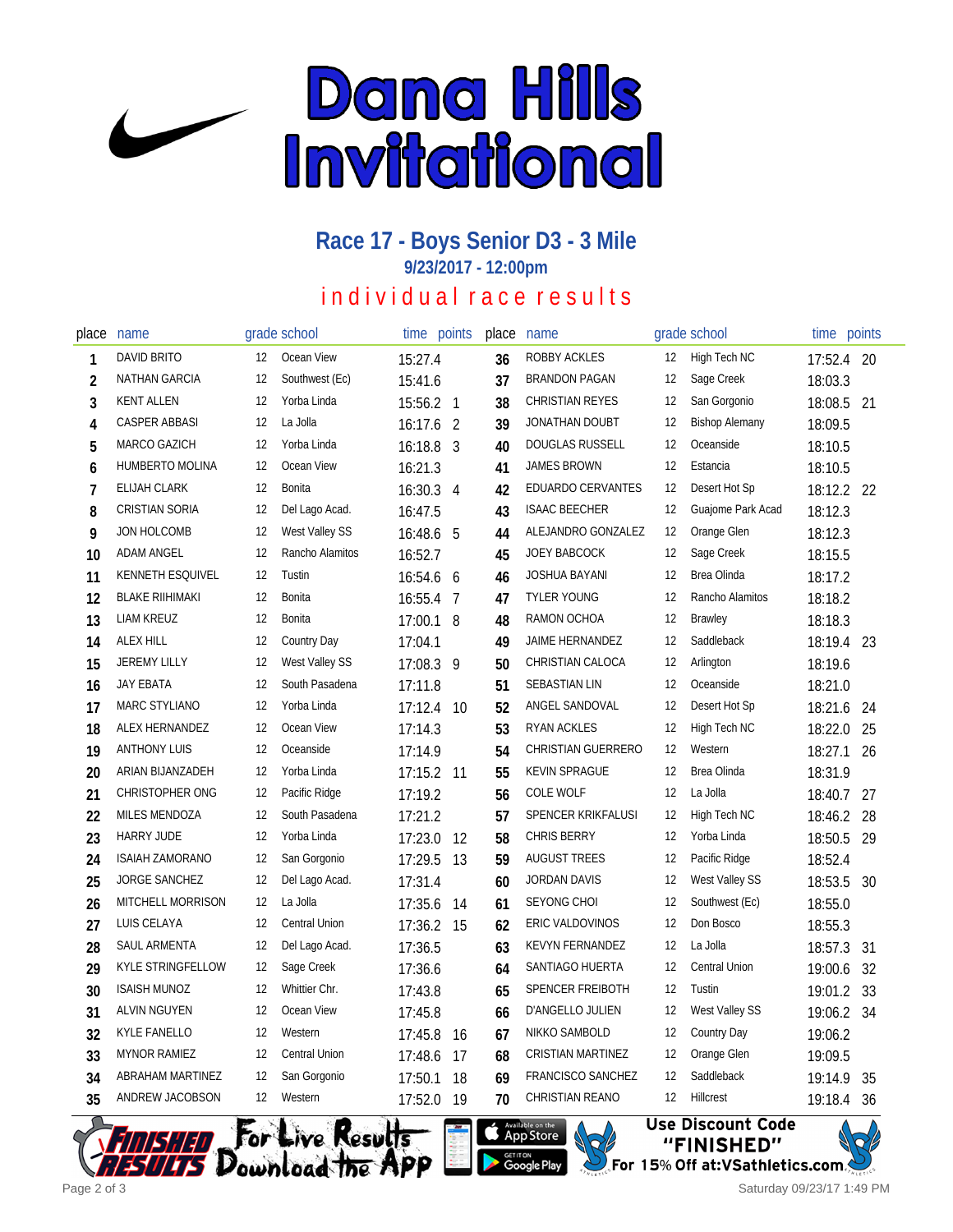# Dana Hills Invitational

## Race 17 - Boys Senior D3 - 3 Mile

### 9/23/2017 - 12:00pm

individual race results

| place | name | grade | school | time | points |
|---|---|---|---|---|---|
| 1 | DAVID BRITO | 12 | Ocean View | 15:27.4 | |
| 2 | NATHAN GARCIA | 12 | Southwest (Ec) | 15:41.6 | |
| 3 | KENT ALLEN | 12 | Yorba Linda | 15:56.2 | 1 |
| 4 | CASPER ABBASI | 12 | La Jolla | 16:17.6 | 2 |
| 5 | MARCO GAZICH | 12 | Yorba Linda | 16:18.8 | 3 |
| 6 | HUMBERTO MOLINA | 12 | Ocean View | 16:21.3 | |
| 7 | ELIJAH CLARK | 12 | Bonita | 16:30.3 | 4 |
| 8 | CRISTIAN SORIA | 12 | Del Lago Acad. | 16:47.5 | |
| 9 | JON HOLCOMB | 12 | West Valley SS | 16:48.6 | 5 |
| 10 | ADAM ANGEL | 12 | Rancho Alamitos | 16:52.7 | |
| 11 | KENNETH ESQUIVEL | 12 | Tustin | 16:54.6 | 6 |
| 12 | BLAKE RIIHIMAKI | 12 | Bonita | 16:55.4 | 7 |
| 13 | LIAM KREUZ | 12 | Bonita | 17:00.1 | 8 |
| 14 | ALEX HILL | 12 | Country Day | 17:04.1 | |
| 15 | JEREMY LILLY | 12 | West Valley SS | 17:08.3 | 9 |
| 16 | JAY EBATA | 12 | South Pasadena | 17:11.8 | |
| 17 | MARC STYLIANO | 12 | Yorba Linda | 17:12.4 | 10 |
| 18 | ALEX HERNANDEZ | 12 | Ocean View | 17:14.3 | |
| 19 | ANTHONY LUIS | 12 | Oceanside | 17:14.9 | |
| 20 | ARIAN BIJANZADEH | 12 | Yorba Linda | 17:15.2 | 11 |
| 21 | CHRISTOPHER ONG | 12 | Pacific Ridge | 17:19.2 | |
| 22 | MILES MENDOZA | 12 | South Pasadena | 17:21.2 | |
| 23 | HARRY JUDE | 12 | Yorba Linda | 17:23.0 | 12 |
| 24 | ISAIAH ZAMORANO | 12 | San Gorgonio | 17:29.5 | 13 |
| 25 | JORGE SANCHEZ | 12 | Del Lago Acad. | 17:31.4 | |
| 26 | MITCHELL MORRISON | 12 | La Jolla | 17:35.6 | 14 |
| 27 | LUIS CELAYA | 12 | Central Union | 17:36.2 | 15 |
| 28 | SAUL ARMENTA | 12 | Del Lago Acad. | 17:36.5 | |
| 29 | KYLE STRINGFELLOW | 12 | Sage Creek | 17:36.6 | |
| 30 | ISAISH MUNOZ | 12 | Whittier Chr. | 17:43.8 | |
| 31 | ALVIN NGUYEN | 12 | Ocean View | 17:45.8 | |
| 32 | KYLE FANELLO | 12 | Western | 17:45.8 | 16 |
| 33 | MYNOR RAMIEZ | 12 | Central Union | 17:48.6 | 17 |
| 34 | ABRAHAM MARTINEZ | 12 | San Gorgonio | 17:50.1 | 18 |
| 35 | ANDREW JACOBSON | 12 | Western | 17:52.0 | 19 |
| 36 | ROBBY ACKLES | 12 | High Tech NC | 17:52.4 | 20 |
| 37 | BRANDON PAGAN | 12 | Sage Creek | 18:03.3 | |
| 38 | CHRISTIAN REYES | 12 | San Gorgonio | 18:08.5 | 21 |
| 39 | JONATHAN DOUBT | 12 | Bishop Alemany | 18:09.5 | |
| 40 | DOUGLAS RUSSELL | 12 | Oceanside | 18:10.5 | |
| 41 | JAMES BROWN | 12 | Estancia | 18:10.5 | |
| 42 | EDUARDO CERVANTES | 12 | Desert Hot Sp | 18:12.2 | 22 |
| 43 | ISAAC BEECHER | 12 | Guajome Park Acad | 18:12.3 | |
| 44 | ALEJANDRO GONZALEZ | 12 | Orange Glen | 18:12.3 | |
| 45 | JOEY BABCOCK | 12 | Sage Creek | 18:15.5 | |
| 46 | JOSHUA BAYANI | 12 | Brea Olinda | 18:17.2 | |
| 47 | TYLER YOUNG | 12 | Rancho Alamitos | 18:18.2 | |
| 48 | RAMON OCHOA | 12 | Brawley | 18:18.3 | |
| 49 | JAIME HERNANDEZ | 12 | Saddleback | 18:19.4 | 23 |
| 50 | CHRISTIAN CALOCA | 12 | Arlington | 18:19.6 | |
| 51 | SEBASTIAN LIN | 12 | Oceanside | 18:21.0 | |
| 52 | ANGEL SANDOVAL | 12 | Desert Hot Sp | 18:21.6 | 24 |
| 53 | RYAN ACKLES | 12 | High Tech NC | 18:22.0 | 25 |
| 54 | CHRISTIAN GUERRERO | 12 | Western | 18:27.1 | 26 |
| 55 | KEVIN SPRAGUE | 12 | Brea Olinda | 18:31.9 | |
| 56 | COLE WOLF | 12 | La Jolla | 18:40.7 | 27 |
| 57 | SPENCER KRIKFALUSI | 12 | High Tech NC | 18:46.2 | 28 |
| 58 | CHRIS BERRY | 12 | Yorba Linda | 18:50.5 | 29 |
| 59 | AUGUST TREES | 12 | Pacific Ridge | 18:52.4 | |
| 60 | JORDAN DAVIS | 12 | West Valley SS | 18:53.5 | 30 |
| 61 | SEYONG CHOI | 12 | Southwest (Ec) | 18:55.0 | |
| 62 | ERIC VALDOVINOS | 12 | Don Bosco | 18:55.3 | |
| 63 | KEVYN FERNANDEZ | 12 | La Jolla | 18:57.3 | 31 |
| 64 | SANTIAGO HUERTA | 12 | Central Union | 19:00.6 | 32 |
| 65 | SPENCER FREIBOTH | 12 | Tustin | 19:01.2 | 33 |
| 66 | D'ANGELLO JULIEN | 12 | West Valley SS | 19:06.2 | 34 |
| 67 | NIKKO SAMBOLD | 12 | Country Day | 19:06.2 | |
| 68 | CRISTIAN MARTINEZ | 12 | Orange Glen | 19:09.5 | |
| 69 | FRANCISCO SANCHEZ | 12 | Saddleback | 19:14.9 | 35 |
| 70 | CHRISTIAN REANO | 12 | Hillcrest | 19:18.4 | 36 |

Finished Results — For Live Results Download the App — Available on the App Store / Get it on Google Play

Use Discount Code "FINISHED" For 15% Off at:VSathletics.com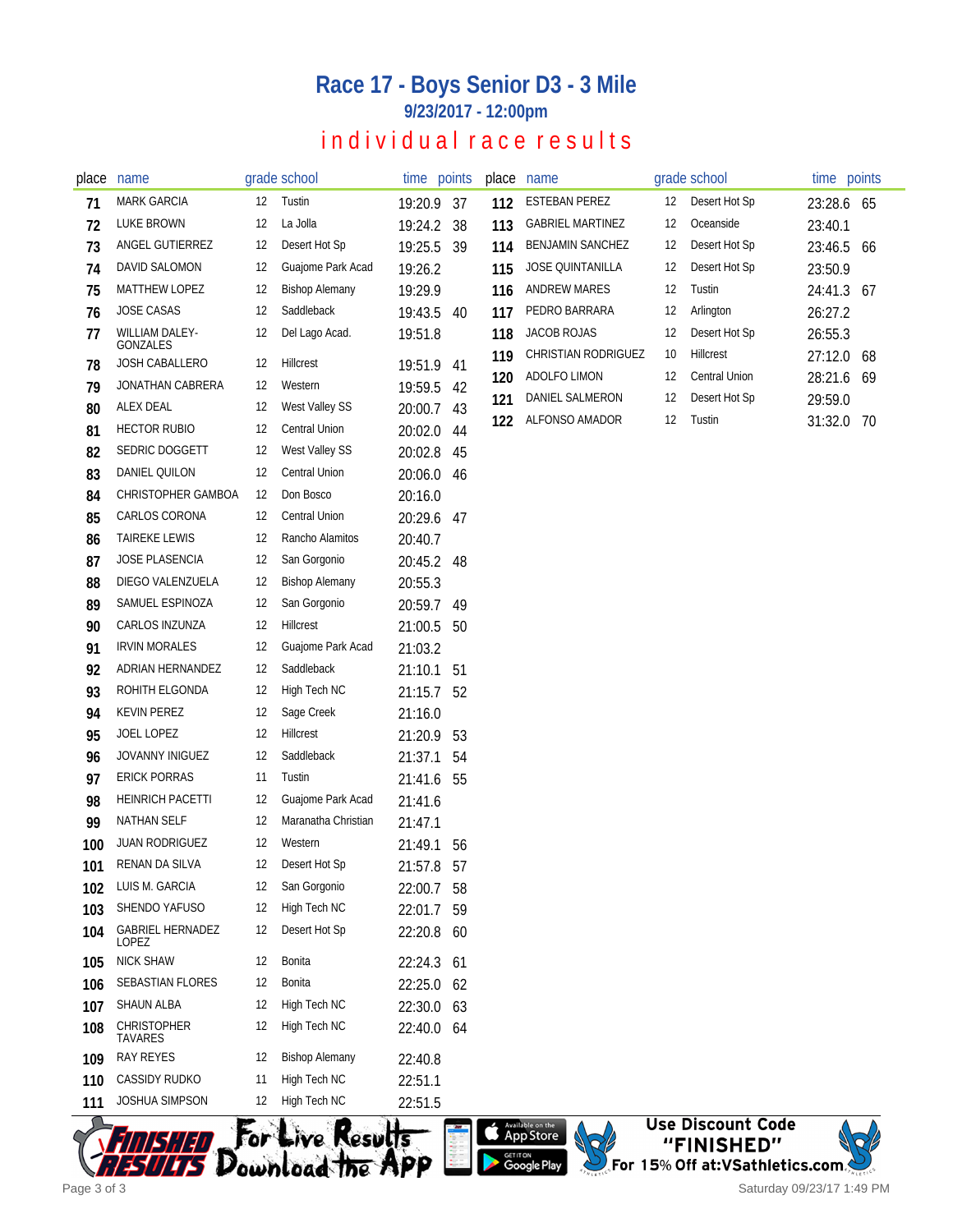# Race 17 - Boys Senior D3 - 3 Mile

## 9/23/2017 - 12:00pm

## individual race results

| place | name | grade | school | time | points |
|---|---|---|---|---|---|
| 71 | MARK GARCIA | 12 | Tustin | 19:20.9 | 37 |
| 72 | LUKE BROWN | 12 | La Jolla | 19:24.2 | 38 |
| 73 | ANGEL GUTIERREZ | 12 | Desert Hot Sp | 19:25.5 | 39 |
| 74 | DAVID SALOMON | 12 | Guajome Park Acad | 19:26.2 | |
| 75 | MATTHEW LOPEZ | 12 | Bishop Alemany | 19:29.9 | |
| 76 | JOSE CASAS | 12 | Saddleback | 19:43.5 | 40 |
| 77 | WILLIAM DALEY-GONZALES | 12 | Del Lago Acad. | 19:51.8 | |
| 78 | JOSH CABALLERO | 12 | Hillcrest | 19:51.9 | 41 |
| 79 | JONATHAN CABRERA | 12 | Western | 19:59.5 | 42 |
| 80 | ALEX DEAL | 12 | West Valley SS | 20:00.7 | 43 |
| 81 | HECTOR RUBIO | 12 | Central Union | 20:02.0 | 44 |
| 82 | SEDRIC DOGGETT | 12 | West Valley SS | 20:02.8 | 45 |
| 83 | DANIEL QUILON | 12 | Central Union | 20:06.0 | 46 |
| 84 | CHRISTOPHER GAMBOA | 12 | Don Bosco | 20:16.0 | |
| 85 | CARLOS CORONA | 12 | Central Union | 20:29.6 | 47 |
| 86 | TAIREKE LEWIS | 12 | Rancho Alamitos | 20:40.7 | |
| 87 | JOSE PLASENCIA | 12 | San Gorgonio | 20:45.2 | 48 |
| 88 | DIEGO VALENZUELA | 12 | Bishop Alemany | 20:55.3 | |
| 89 | SAMUEL ESPINOZA | 12 | San Gorgonio | 20:59.7 | 49 |
| 90 | CARLOS INZUNZA | 12 | Hillcrest | 21:00.5 | 50 |
| 91 | IRVIN MORALES | 12 | Guajome Park Acad | 21:03.2 | |
| 92 | ADRIAN HERNANDEZ | 12 | Saddleback | 21:10.1 | 51 |
| 93 | ROHITH ELGONDA | 12 | High Tech NC | 21:15.7 | 52 |
| 94 | KEVIN PEREZ | 12 | Sage Creek | 21:16.0 | |
| 95 | JOEL LOPEZ | 12 | Hillcrest | 21:20.9 | 53 |
| 96 | JOVANNY INIGUEZ | 12 | Saddleback | 21:37.1 | 54 |
| 97 | ERICK PORRAS | 11 | Tustin | 21:41.6 | 55 |
| 98 | HEINRICH PACETTI | 12 | Guajome Park Acad | 21:41.6 | |
| 99 | NATHAN SELF | 12 | Maranatha Christian | 21:47.1 | |
| 100 | JUAN RODRIGUEZ | 12 | Western | 21:49.1 | 56 |
| 101 | RENAN DA SILVA | 12 | Desert Hot Sp | 21:57.8 | 57 |
| 102 | LUIS M. GARCIA | 12 | San Gorgonio | 22:00.7 | 58 |
| 103 | SHENDO YAFUSO | 12 | High Tech NC | 22:01.7 | 59 |
| 104 | GABRIEL HERNADEZ LOPEZ | 12 | Desert Hot Sp | 22:20.8 | 60 |
| 105 | NICK SHAW | 12 | Bonita | 22:24.3 | 61 |
| 106 | SEBASTIAN FLORES | 12 | Bonita | 22:25.0 | 62 |
| 107 | SHAUN ALBA | 12 | High Tech NC | 22:30.0 | 63 |
| 108 | CHRISTOPHER TAVARES | 12 | High Tech NC | 22:40.0 | 64 |
| 109 | RAY REYES | 12 | Bishop Alemany | 22:40.8 | |
| 110 | CASSIDY RUDKO | 11 | High Tech NC | 22:51.1 | |
| 111 | JOSHUA SIMPSON | 12 | High Tech NC | 22:51.5 | |
| 112 | ESTEBAN PEREZ | 12 | Desert Hot Sp | 23:28.6 | 65 |
| 113 | GABRIEL MARTINEZ | 12 | Oceanside | 23:40.1 | |
| 114 | BENJAMIN SANCHEZ | 12 | Desert Hot Sp | 23:46.5 | 66 |
| 115 | JOSE QUINTANILLA | 12 | Desert Hot Sp | 23:50.9 | |
| 116 | ANDREW MARES | 12 | Tustin | 24:41.3 | 67 |
| 117 | PEDRO BARRARA | 12 | Arlington | 26:27.2 | |
| 118 | JACOB ROJAS | 12 | Desert Hot Sp | 26:55.3 | |
| 119 | CHRISTIAN RODRIGUEZ | 10 | Hillcrest | 27:12.0 | 68 |
| 120 | ADOLFO LIMON | 12 | Central Union | 28:21.6 | 69 |
| 121 | DANIEL SALMERON | 12 | Desert Hot Sp | 29:59.0 | |
| 122 | ALFONSO AMADOR | 12 | Tustin | 31:32.0 | 70 |

Finished Results — For Live Results Download the App — Available on the App Store — Get it on Google Play

Use Discount Code "FINISHED" For 15% Off at: VSathletics.com

Saturday 09/23/17 1:49 PM